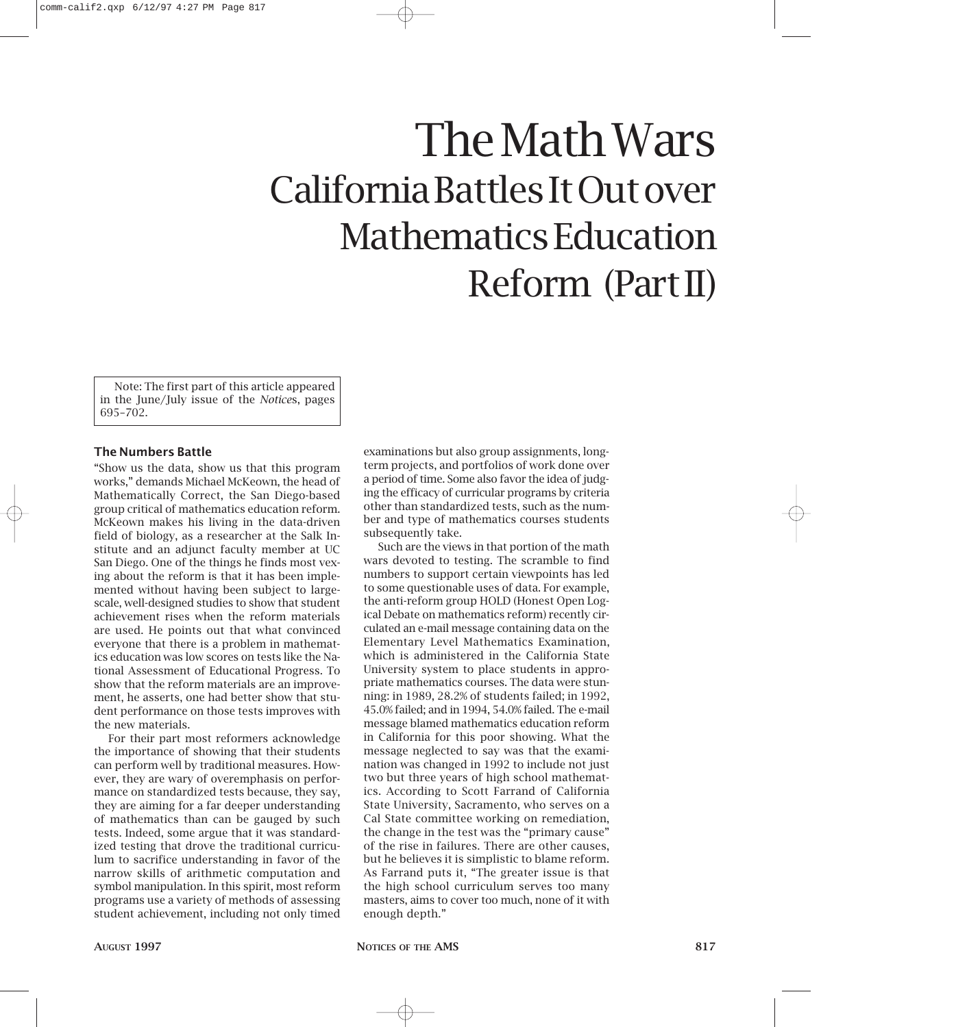# The Math Wars
## California Battles It Out over Mathematics Education Reform (Part II)

Note: The first part of this article appeared in the June/July issue of the *Notices*, pages 695–702.

### The Numbers Battle

"Show us the data, show us that this program works," demands Michael McKeown, the head of Mathematically Correct, the San Diego-based group critical of mathematics education reform. McKeown makes his living in the data-driven field of biology, as a researcher at the Salk Institute and an adjunct faculty member at UC San Diego. One of the things he finds most vexing about the reform is that it has been implemented without having been subject to large-scale, well-designed studies to show that student achievement rises when the reform materials are used. He points out that what convinced everyone that there is a problem in mathematics education was low scores on tests like the National Assessment of Educational Progress. To show that the reform materials are an improvement, he asserts, one had better show that student performance on those tests improves with the new materials.

For their part most reformers acknowledge the importance of showing that their students can perform well by traditional measures. However, they are wary of overemphasis on performance on standardized tests because, they say, they are aiming for a far deeper understanding of mathematics than can be gauged by such tests. Indeed, some argue that it was standardized testing that drove the traditional curriculum to sacrifice understanding in favor of the narrow skills of arithmetic computation and symbol manipulation. In this spirit, most reform programs use a variety of methods of assessing student achievement, including not only timed examinations but also group assignments, long-term projects, and portfolios of work done over a period of time. Some also favor the idea of judging the efficacy of curricular programs by criteria other than standardized tests, such as the number and type of mathematics courses students subsequently take.

Such are the views in that portion of the math wars devoted to testing. The scramble to find numbers to support certain viewpoints has led to some questionable uses of data. For example, the anti-reform group HOLD (Honest Open Logical Debate on mathematics reform) recently circulated an e-mail message containing data on the Elementary Level Mathematics Examination, which is administered in the California State University system to place students in appropriate mathematics courses. The data were stunning: in 1989, 28.2% of students failed; in 1992, 45.0% failed; and in 1994, 54.0% failed. The e-mail message blamed mathematics education reform in California for this poor showing. What the message neglected to say was that the examination was changed in 1992 to include not just two but three years of high school mathematics. According to Scott Farrand of California State University, Sacramento, who serves on a Cal State committee working on remediation, the change in the test was the "primary cause" of the rise in failures. There are other causes, but he believes it is simplistic to blame reform. As Farrand puts it, "The greater issue is that the high school curriculum serves too many masters, aims to cover too much, none of it with enough depth."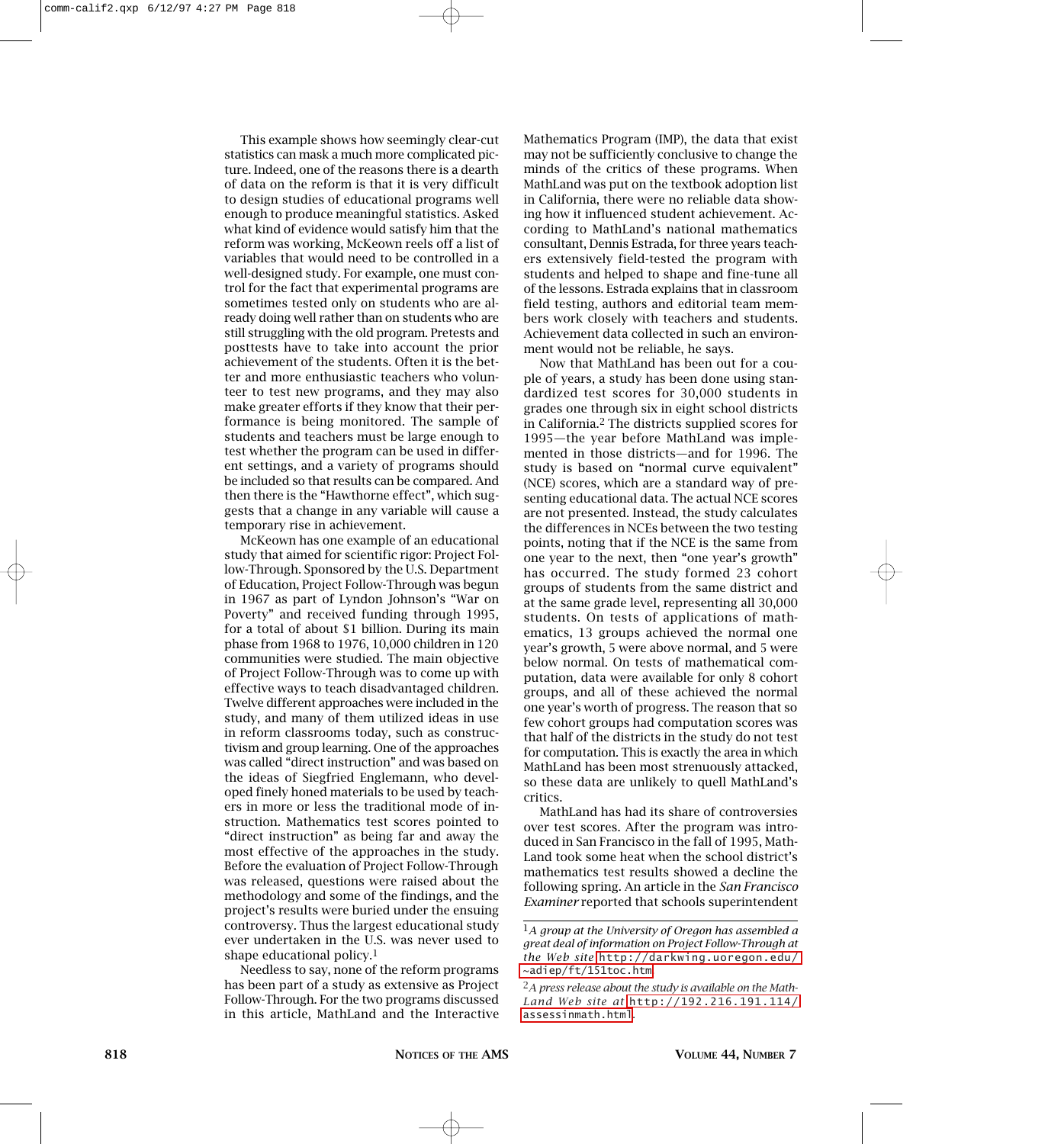This example shows how seemingly clear-cut statistics can mask a much more complicated picture. Indeed, one of the reasons there is a dearth of data on the reform is that it is very difficult to design studies of educational programs well enough to produce meaningful statistics. Asked what kind of evidence would satisfy him that the reform was working, McKeown reels off a list of variables that would need to be controlled in a well-designed study. For example, one must control for the fact that experimental programs are sometimes tested only on students who are already doing well rather than on students who are still struggling with the old program. Pretests and posttests have to take into account the prior achievement of the students. Often it is the better and more enthusiastic teachers who volunteer to test new programs, and they may also make greater efforts if they know that their performance is being monitored. The sample of students and teachers must be large enough to test whether the program can be used in different settings, and a variety of programs should be included so that results can be compared. And then there is the "Hawthorne effect", which suggests that a change in any variable will cause a temporary rise in achievement.

McKeown has one example of an educational study that aimed for scientific rigor: Project Follow-Through. Sponsored by the U.S. Department of Education, Project Follow-Through was begun in 1967 as part of Lyndon Johnson's "War on Poverty" and received funding through 1995, for a total of about $1 billion. During its main phase from 1968 to 1976, 10,000 children in 120 communities were studied. The main objective of Project Follow-Through was to come up with effective ways to teach disadvantaged children. Twelve different approaches were included in the study, and many of them utilized ideas in use in reform classrooms today, such as constructivism and group learning. One of the approaches was called "direct instruction" and was based on the ideas of Siegfried Englemann, who developed finely honed materials to be used by teachers in more or less the traditional mode of instruction. Mathematics test scores pointed to "direct instruction" as being far and away the most effective of the approaches in the study. Before the evaluation of Project Follow-Through was released, questions were raised about the methodology and some of the findings, and the project's results were buried under the ensuing controversy. Thus the largest educational study ever undertaken in the U.S. was never used to shape educational policy.[1]

Needless to say, none of the reform programs has been part of a study as extensive as Project Follow-Through. For the two programs discussed in this article, MathLand and the Interactive Mathematics Program (IMP), the data that exist may not be sufficiently conclusive to change the minds of the critics of these programs. When MathLand was put on the textbook adoption list in California, there were no reliable data showing how it influenced student achievement. According to MathLand's national mathematics consultant, Dennis Estrada, for three years teachers extensively field-tested the program with students and helped to shape and fine-tune all of the lessons. Estrada explains that in classroom field testing, authors and editorial team members work closely with teachers and students. Achievement data collected in such an environment would not be reliable, he says.

Now that MathLand has been out for a couple of years, a study has been done using standardized test scores for 30,000 students in grades one through six in eight school districts in California.[2] The districts supplied scores for 1995—the year before MathLand was implemented in those districts—and for 1996. The study is based on "normal curve equivalent" (NCE) scores, which are a standard way of presenting educational data. The actual NCE scores are not presented. Instead, the study calculates the differences in NCEs between the two testing points, noting that if the NCE is the same from one year to the next, then "one year's growth" has occurred. The study formed 23 cohort groups of students from the same district and at the same grade level, representing all 30,000 students. On tests of applications of mathematics, 13 groups achieved the normal one year's growth, 5 were above normal, and 5 were below normal. On tests of mathematical computation, data were available for only 8 cohort groups, and all of these achieved the normal one year's worth of progress. The reason that so few cohort groups had computation scores was that half of the districts in the study do not test for computation. This is exactly the area in which MathLand has been most strenuously attacked, so these data are unlikely to quell MathLand's critics.

MathLand has had its share of controversies over test scores. After the program was introduced in San Francisco in the fall of 1995, MathLand took some heat when the school district's mathematics test results showed a decline the following spring. An article in the *San Francisco Examiner* reported that schools superintendent

[1] *A group at the University of Oregon has assembled a great deal of information on Project Follow-Through at the Web site* http://darkwing.uoregon.edu/~adiep/ft/151toc.htm.

[2] *A press release about the study is available on the MathLand Web site at* http://192.216.191.114/assessinmath.html.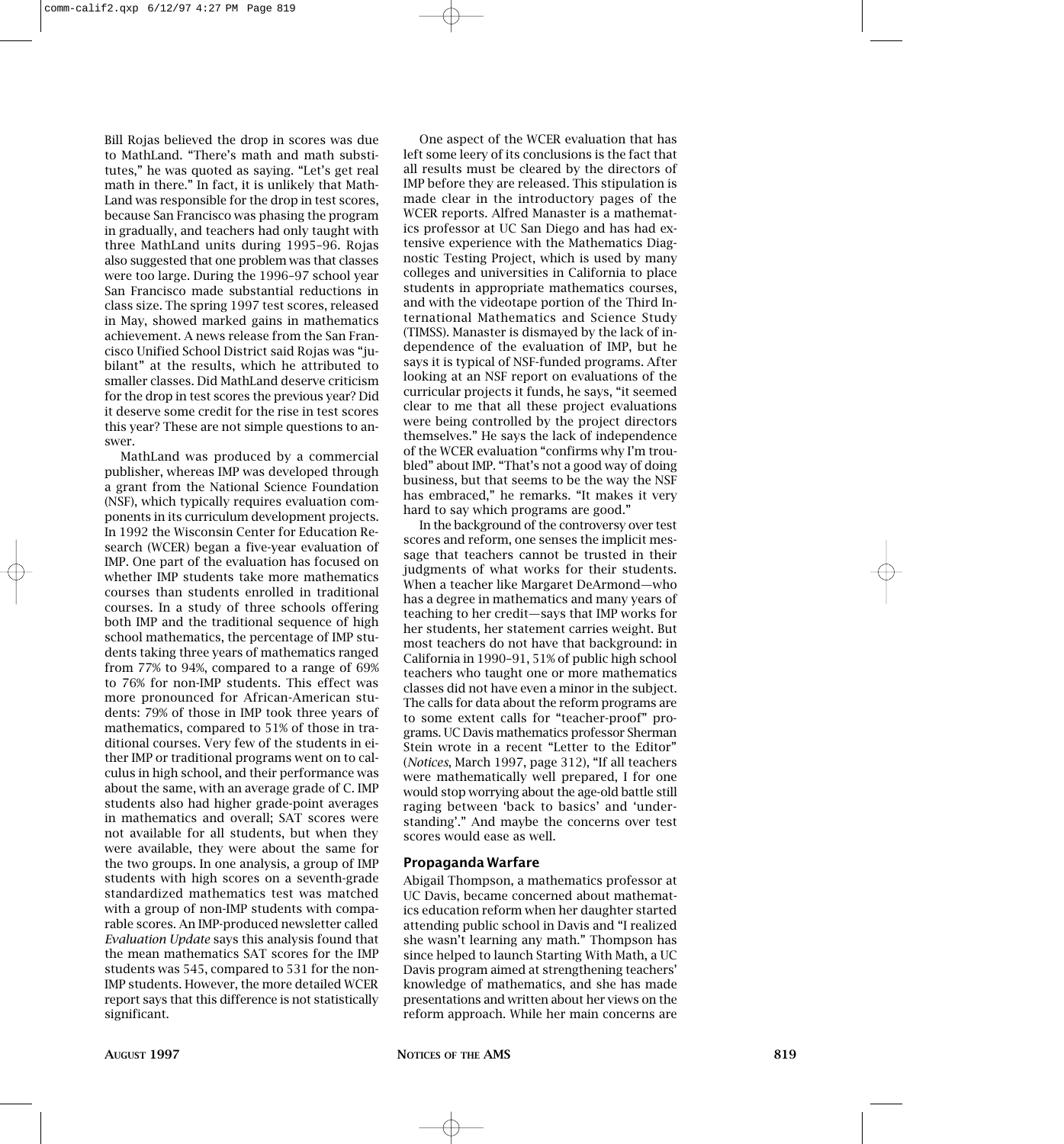Bill Rojas believed the drop in scores was due to MathLand. "There's math and math substitutes," he was quoted as saying. "Let's get real math in there." In fact, it is unlikely that MathLand was responsible for the drop in test scores, because San Francisco was phasing the program in gradually, and teachers had only taught with three MathLand units during 1995–96. Rojas also suggested that one problem was that classes were too large. During the 1996–97 school year San Francisco made substantial reductions in class size. The spring 1997 test scores, released in May, showed marked gains in mathematics achievement. A news release from the San Francisco Unified School District said Rojas was "jubilant" at the results, which he attributed to smaller classes. Did MathLand deserve criticism for the drop in test scores the previous year? Did it deserve some credit for the rise in test scores this year? These are not simple questions to answer.

MathLand was produced by a commercial publisher, whereas IMP was developed through a grant from the National Science Foundation (NSF), which typically requires evaluation components in its curriculum development projects. In 1992 the Wisconsin Center for Education Research (WCER) began a five-year evaluation of IMP. One part of the evaluation has focused on whether IMP students take more mathematics courses than students enrolled in traditional courses. In a study of three schools offering both IMP and the traditional sequence of high school mathematics, the percentage of IMP students taking three years of mathematics ranged from 77% to 94%, compared to a range of 69% to 76% for non-IMP students. This effect was more pronounced for African-American students: 79% of those in IMP took three years of mathematics, compared to 51% of those in traditional courses. Very few of the students in either IMP or traditional programs went on to calculus in high school, and their performance was about the same, with an average grade of C. IMP students also had higher grade-point averages in mathematics and overall; SAT scores were not available for all students, but when they were available, they were about the same for the two groups. In one analysis, a group of IMP students with high scores on a seventh-grade standardized mathematics test was matched with a group of non-IMP students with comparable scores. An IMP-produced newsletter called *Evaluation Update* says this analysis found that the mean mathematics SAT scores for the IMP students was 545, compared to 531 for the non-IMP students. However, the more detailed WCER report says that this difference is not statistically significant.

One aspect of the WCER evaluation that has left some leery of its conclusions is the fact that all results must be cleared by the directors of IMP before they are released. This stipulation is made clear in the introductory pages of the WCER reports. Alfred Manaster is a mathematics professor at UC San Diego and has had extensive experience with the Mathematics Diagnostic Testing Project, which is used by many colleges and universities in California to place students in appropriate mathematics courses, and with the videotape portion of the Third International Mathematics and Science Study (TIMSS). Manaster is dismayed by the lack of independence of the evaluation of IMP, but he says it is typical of NSF-funded programs. After looking at an NSF report on evaluations of the curricular projects it funds, he says, "it seemed clear to me that all these project evaluations were being controlled by the project directors themselves." He says the lack of independence of the WCER evaluation "confirms why I'm troubled" about IMP. "That's not a good way of doing business, but that seems to be the way the NSF has embraced," he remarks. "It makes it very hard to say which programs are good."

In the background of the controversy over test scores and reform, one senses the implicit message that teachers cannot be trusted in their judgments of what works for their students. When a teacher like Margaret DeArmond—who has a degree in mathematics and many years of teaching to her credit—says that IMP works for her students, her statement carries weight. But most teachers do not have that background: in California in 1990–91, 51% of public high school teachers who taught one or more mathematics classes did not have even a minor in the subject. The calls for data about the reform programs are to some extent calls for "teacher-proof" programs. UC Davis mathematics professor Sherman Stein wrote in a recent "Letter to the Editor" (*Notices*, March 1997, page 312), "If all teachers were mathematically well prepared, I for one would stop worrying about the age-old battle still raging between 'back to basics' and 'understanding'." And maybe the concerns over test scores would ease as well.

## Propaganda Warfare

Abigail Thompson, a mathematics professor at UC Davis, became concerned about mathematics education reform when her daughter started attending public school in Davis and "I realized she wasn't learning any math." Thompson has since helped to launch Starting With Math, a UC Davis program aimed at strengthening teachers' knowledge of mathematics, and she has made presentations and written about her views on the reform approach. While her main concerns are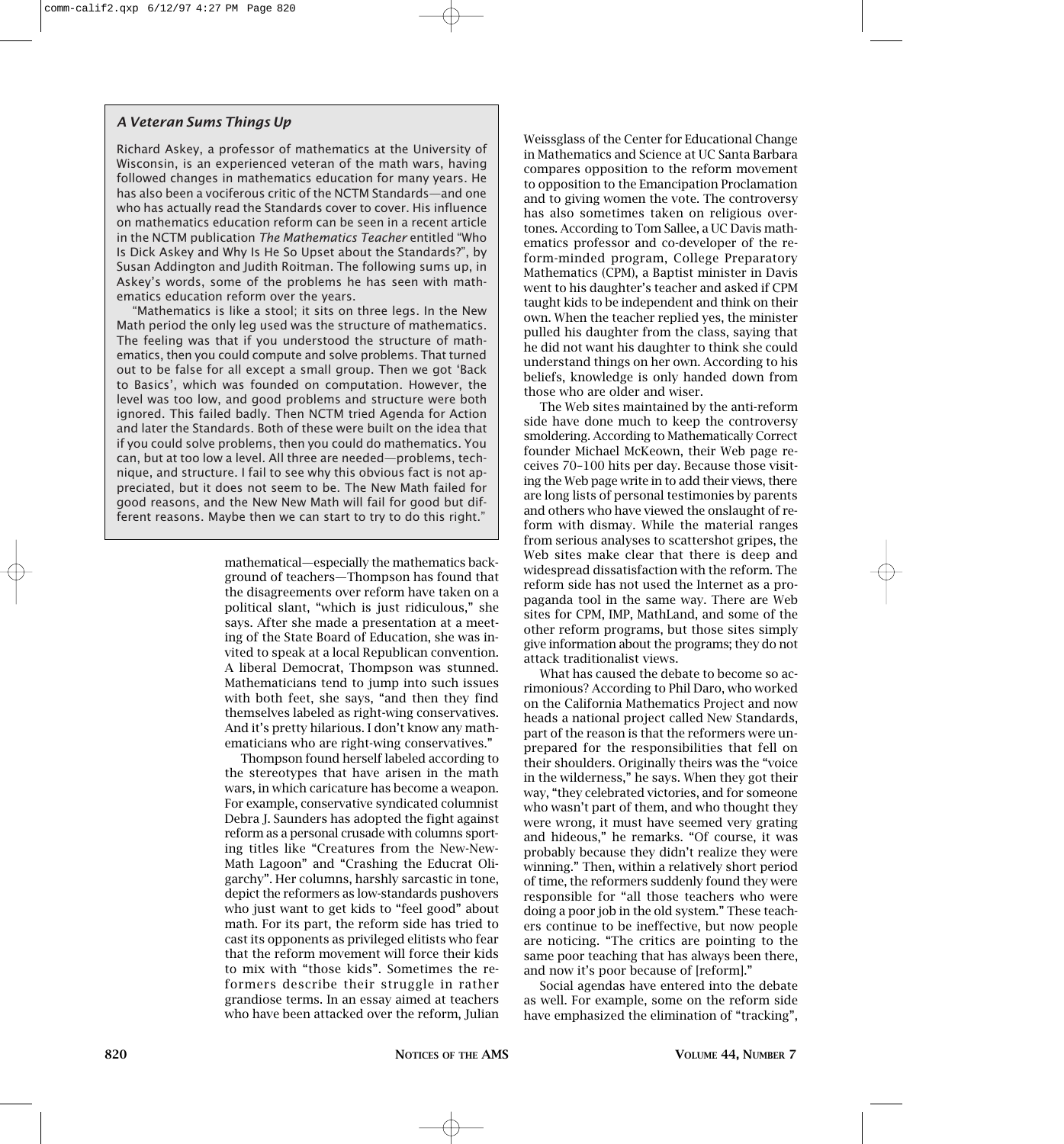### *A Veteran Sums Things Up*

Richard Askey, a professor of mathematics at the University of Wisconsin, is an experienced veteran of the math wars, having followed changes in mathematics education for many years. He has also been a vociferous critic of the NCTM Standards—and one who has actually read the Standards cover to cover. His influence on mathematics education reform can be seen in a recent article in the NCTM publication *The Mathematics Teacher* entitled "Who Is Dick Askey and Why Is He So Upset about the Standards?", by Susan Addington and Judith Roitman. The following sums up, in Askey's words, some of the problems he has seen with mathematics education reform over the years.

"Mathematics is like a stool; it sits on three legs. In the New Math period the only leg used was the structure of mathematics. The feeling was that if you understood the structure of mathematics, then you could compute and solve problems. That turned out to be false for all except a small group. Then we got 'Back to Basics', which was founded on computation. However, the level was too low, and good problems and structure were both ignored. This failed badly. Then NCTM tried Agenda for Action and later the Standards. Both of these were built on the idea that if you could solve problems, then you could do mathematics. You can, but at too low a level. All three are needed—problems, technique, and structure. I fail to see why this obvious fact is not appreciated, but it does not seem to be. The New Math failed for good reasons, and the New New Math will fail for good but different reasons. Maybe then we can start to try to do this right."

mathematical—especially the mathematics background of teachers—Thompson has found that the disagreements over reform have taken on a political slant, "which is just ridiculous," she says. After she made a presentation at a meeting of the State Board of Education, she was invited to speak at a local Republican convention. A liberal Democrat, Thompson was stunned. Mathematicians tend to jump into such issues with both feet, she says, "and then they find themselves labeled as right-wing conservatives. And it's pretty hilarious. I don't know any mathematicians who are right-wing conservatives."

Thompson found herself labeled according to the stereotypes that have arisen in the math wars, in which caricature has become a weapon. For example, conservative syndicated columnist Debra J. Saunders has adopted the fight against reform as a personal crusade with columns sporting titles like "Creatures from the New-New-Math Lagoon" and "Crashing the Educrat Oligarchy". Her columns, harshly sarcastic in tone, depict the reformers as low-standards pushovers who just want to get kids to "feel good" about math. For its part, the reform side has tried to cast its opponents as privileged elitists who fear that the reform movement will force their kids to mix with "those kids". Sometimes the reformers describe their struggle in rather grandiose terms. In an essay aimed at teachers who have been attacked over the reform, Julian Weissglass of the Center for Educational Change in Mathematics and Science at UC Santa Barbara compares opposition to the reform movement to opposition to the Emancipation Proclamation and to giving women the vote. The controversy has also sometimes taken on religious overtones. According to Tom Sallee, a UC Davis mathematics professor and co-developer of the reform-minded program, College Preparatory Mathematics (CPM), a Baptist minister in Davis went to his daughter's teacher and asked if CPM taught kids to be independent and think on their own. When the teacher replied yes, the minister pulled his daughter from the class, saying that he did not want his daughter to think she could understand things on her own. According to his beliefs, knowledge is only handed down from those who are older and wiser.

The Web sites maintained by the anti-reform side have done much to keep the controversy smoldering. According to Mathematically Correct founder Michael McKeown, their Web page receives 70–100 hits per day. Because those visiting the Web page write in to add their views, there are long lists of personal testimonies by parents and others who have viewed the onslaught of reform with dismay. While the material ranges from serious analyses to scattershot gripes, the Web sites make clear that there is deep and widespread dissatisfaction with the reform. The reform side has not used the Internet as a propaganda tool in the same way. There are Web sites for CPM, IMP, MathLand, and some of the other reform programs, but those sites simply give information about the programs; they do not attack traditionalist views.

What has caused the debate to become so acrimonious? According to Phil Daro, who worked on the California Mathematics Project and now heads a national project called New Standards, part of the reason is that the reformers were unprepared for the responsibilities that fell on their shoulders. Originally theirs was the "voice in the wilderness," he says. When they got their way, "they celebrated victories, and for someone who wasn't part of them, and who thought they were wrong, it must have seemed very grating and hideous," he remarks. "Of course, it was probably because they didn't realize they were winning." Then, within a relatively short period of time, the reformers suddenly found they were responsible for "all those teachers who were doing a poor job in the old system." These teachers continue to be ineffective, but now people are noticing. "The critics are pointing to the same poor teaching that has always been there, and now it's poor because of [reform]."

Social agendas have entered into the debate as well. For example, some on the reform side have emphasized the elimination of "tracking",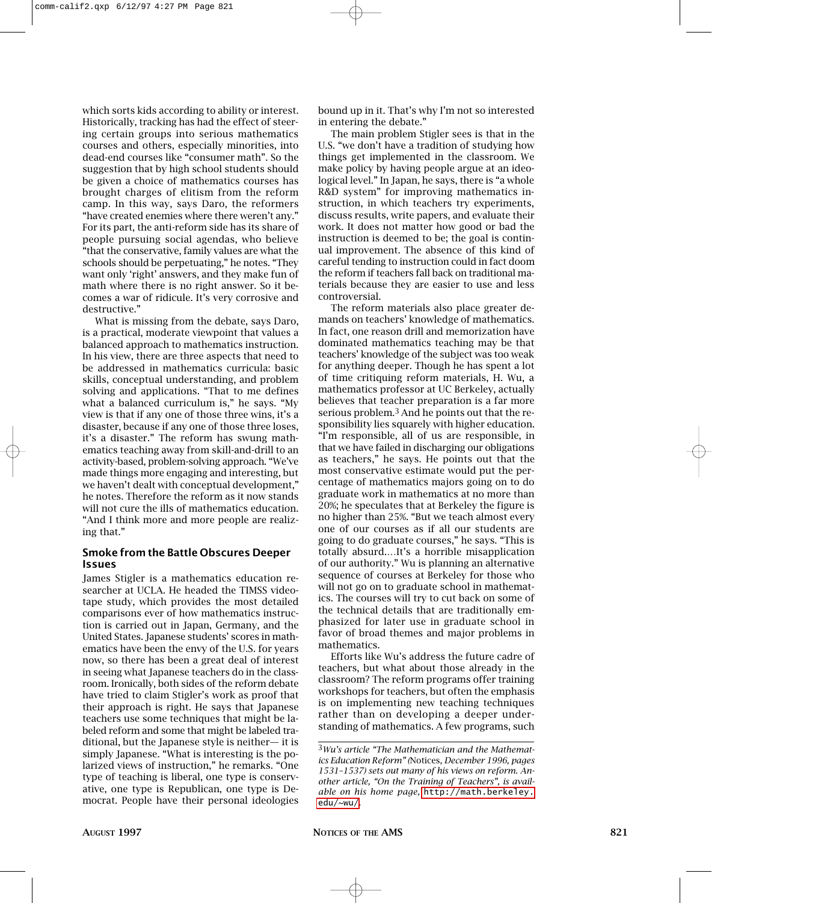which sorts kids according to ability or interest. Historically, tracking has had the effect of steering certain groups into serious mathematics courses and others, especially minorities, into dead-end courses like "consumer math". So the suggestion that by high school students should be given a choice of mathematics courses has brought charges of elitism from the reform camp. In this way, says Daro, the reformers "have created enemies where there weren't any." For its part, the anti-reform side has its share of people pursuing social agendas, who believe "that the conservative, family values are what the schools should be perpetuating," he notes. "They want only 'right' answers, and they make fun of math where there is no right answer. So it becomes a war of ridicule. It's very corrosive and destructive."

What is missing from the debate, says Daro, is a practical, moderate viewpoint that values a balanced approach to mathematics instruction. In his view, there are three aspects that need to be addressed in mathematics curricula: basic skills, conceptual understanding, and problem solving and applications. "That to me defines what a balanced curriculum is," he says. "My view is that if any one of those three wins, it's a disaster, because if any one of those three loses, it's a disaster." The reform has swung mathematics teaching away from skill-and-drill to an activity-based, problem-solving approach. "We've made things more engaging and interesting, but we haven't dealt with conceptual development," he notes. Therefore the reform as it now stands will not cure the ills of mathematics education. "And I think more and more people are realizing that."

### Smoke from the Battle Obscures Deeper Issues

James Stigler is a mathematics education researcher at UCLA. He headed the TIMSS videotape study, which provides the most detailed comparisons ever of how mathematics instruction is carried out in Japan, Germany, and the United States. Japanese students' scores in mathematics have been the envy of the U.S. for years now, so there has been a great deal of interest in seeing what Japanese teachers do in the classroom. Ironically, both sides of the reform debate have tried to claim Stigler's work as proof that their approach is right. He says that Japanese teachers use some techniques that might be labeled reform and some that might be labeled traditional, but the Japanese style is neither— it is simply Japanese. "What is interesting is the polarized views of instruction," he remarks. "One type of teaching is liberal, one type is conservative, one type is Republican, one type is Democrat. People have their personal ideologies bound up in it. That's why I'm not so interested in entering the debate."

The main problem Stigler sees is that in the U.S. "we don't have a tradition of studying how things get implemented in the classroom. We make policy by having people argue at an ideological level." In Japan, he says, there is "a whole R&D system" for improving mathematics instruction, in which teachers try experiments, discuss results, write papers, and evaluate their work. It does not matter how good or bad the instruction is deemed to be; the goal is continual improvement. The absence of this kind of careful tending to instruction could in fact doom the reform if teachers fall back on traditional materials because they are easier to use and less controversial.

The reform materials also place greater demands on teachers' knowledge of mathematics. In fact, one reason drill and memorization have dominated mathematics teaching may be that teachers' knowledge of the subject was too weak for anything deeper. Though he has spent a lot of time critiquing reform materials, H. Wu, a mathematics professor at UC Berkeley, actually believes that teacher preparation is a far more serious problem.[3] And he points out that the responsibility lies squarely with higher education. "I'm responsible, all of us are responsible, in that we have failed in discharging our obligations as teachers," he says. He points out that the most conservative estimate would put the percentage of mathematics majors going on to do graduate work in mathematics at no more than 20%; he speculates that at Berkeley the figure is no higher than 25%. "But we teach almost every one of our courses as if all our students are going to do graduate courses," he says. "This is totally absurd.…It's a horrible misapplication of our authority." Wu is planning an alternative sequence of courses at Berkeley for those who will not go on to graduate school in mathematics. The courses will try to cut back on some of the technical details that are traditionally emphasized for later use in graduate school in favor of broad themes and major problems in mathematics.

Efforts like Wu's address the future cadre of teachers, but what about those already in the classroom? The reform programs offer training workshops for teachers, but often the emphasis is on implementing new teaching techniques rather than on developing a deeper understanding of mathematics. A few programs, such

---

[3] *Wu's article "The Mathematician and the Mathematics Education Reform" (*Notices*, December 1996, pages 1531–1537) sets out many of his views on reform. Another article, "On the Training of Teachers", is available on his home page,* http://math.berkeley.edu/~wu/.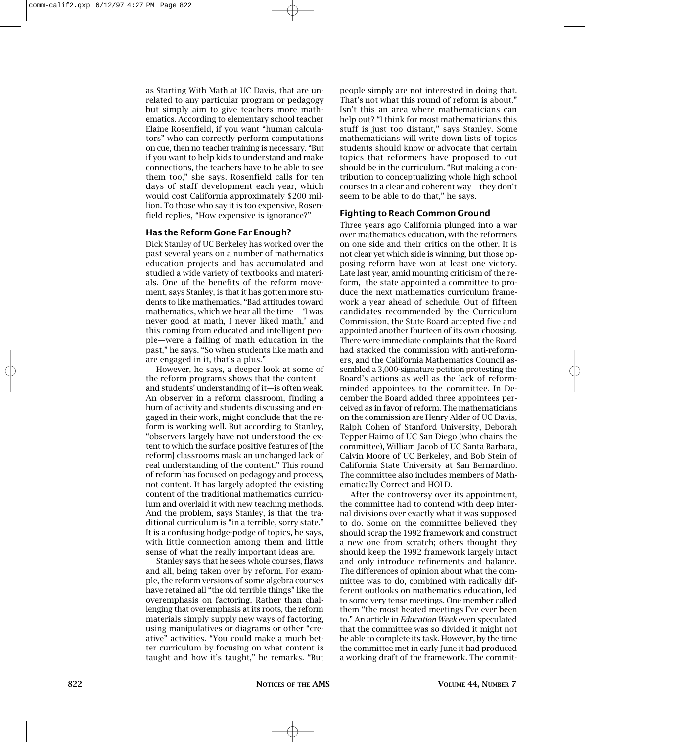as Starting With Math at UC Davis, that are unrelated to any particular program or pedagogy but simply aim to give teachers more mathematics. According to elementary school teacher Elaine Rosenfield, if you want "human calculators" who can correctly perform computations on cue, then no teacher training is necessary. "But if you want to help kids to understand and make connections, the teachers have to be able to see them too," she says. Rosenfield calls for ten days of staff development each year, which would cost California approximately \$200 million. To those who say it is too expensive, Rosenfield replies, "How expensive is ignorance?"

### Has the Reform Gone Far Enough?

Dick Stanley of UC Berkeley has worked over the past several years on a number of mathematics education projects and has accumulated and studied a wide variety of textbooks and materials. One of the benefits of the reform movement, says Stanley, is that it has gotten more students to like mathematics. "Bad attitudes toward mathematics, which we hear all the time— 'I was never good at math, I never liked math,' and this coming from educated and intelligent people—were a failing of math education in the past," he says. "So when students like math and are engaged in it, that's a plus."

However, he says, a deeper look at some of the reform programs shows that the content—and students' understanding of it—is often weak. An observer in a reform classroom, finding a hum of activity and students discussing and engaged in their work, might conclude that the reform is working well. But according to Stanley, "observers largely have not understood the extent to which the surface positive features of [the reform] classrooms mask an unchanged lack of real understanding of the content." This round of reform has focused on pedagogy and process, not content. It has largely adopted the existing content of the traditional mathematics curriculum and overlaid it with new teaching methods. And the problem, says Stanley, is that the traditional curriculum is "in a terrible, sorry state." It is a confusing hodge-podge of topics, he says, with little connection among them and little sense of what the really important ideas are.

Stanley says that he sees whole courses, flaws and all, being taken over by reform. For example, the reform versions of some algebra courses have retained all "the old terrible things" like the overemphasis on factoring. Rather than challenging that overemphasis at its roots, the reform materials simply supply new ways of factoring, using manipulatives or diagrams or other "creative" activities. "You could make a much better curriculum by focusing on what content is taught and how it's taught," he remarks. "But people simply are not interested in doing that. That's not what this round of reform is about." Isn't this an area where mathematicians can help out? "I think for most mathematicians this stuff is just too distant," says Stanley. Some mathematicians will write down lists of topics students should know or advocate that certain topics that reformers have proposed to cut should be in the curriculum. "But making a contribution to conceptualizing whole high school courses in a clear and coherent way—they don't seem to be able to do that," he says.

### Fighting to Reach Common Ground

Three years ago California plunged into a war over mathematics education, with the reformers on one side and their critics on the other. It is not clear yet which side is winning, but those opposing reform have won at least one victory. Late last year, amid mounting criticism of the reform, the state appointed a committee to produce the next mathematics curriculum framework a year ahead of schedule. Out of fifteen candidates recommended by the Curriculum Commission, the State Board accepted five and appointed another fourteen of its own choosing. There were immediate complaints that the Board had stacked the commission with anti-reformers, and the California Mathematics Council assembled a 3,000-signature petition protesting the Board's actions as well as the lack of reform-minded appointees to the committee. In December the Board added three appointees perceived as in favor of reform. The mathematicians on the commission are Henry Alder of UC Davis, Ralph Cohen of Stanford University, Deborah Tepper Haimo of UC San Diego (who chairs the committee), William Jacob of UC Santa Barbara, Calvin Moore of UC Berkeley, and Bob Stein of California State University at San Bernardino. The committee also includes members of Mathematically Correct and HOLD.

After the controversy over its appointment, the committee had to contend with deep internal divisions over exactly what it was supposed to do. Some on the committee believed they should scrap the 1992 framework and construct a new one from scratch; others thought they should keep the 1992 framework largely intact and only introduce refinements and balance. The differences of opinion about what the committee was to do, combined with radically different outlooks on mathematics education, led to some very tense meetings. One member called them "the most heated meetings I've ever been to." An article in *Education Week* even speculated that the committee was so divided it might not be able to complete its task. However, by the time the committee met in early June it had produced a working draft of the framework. The commit-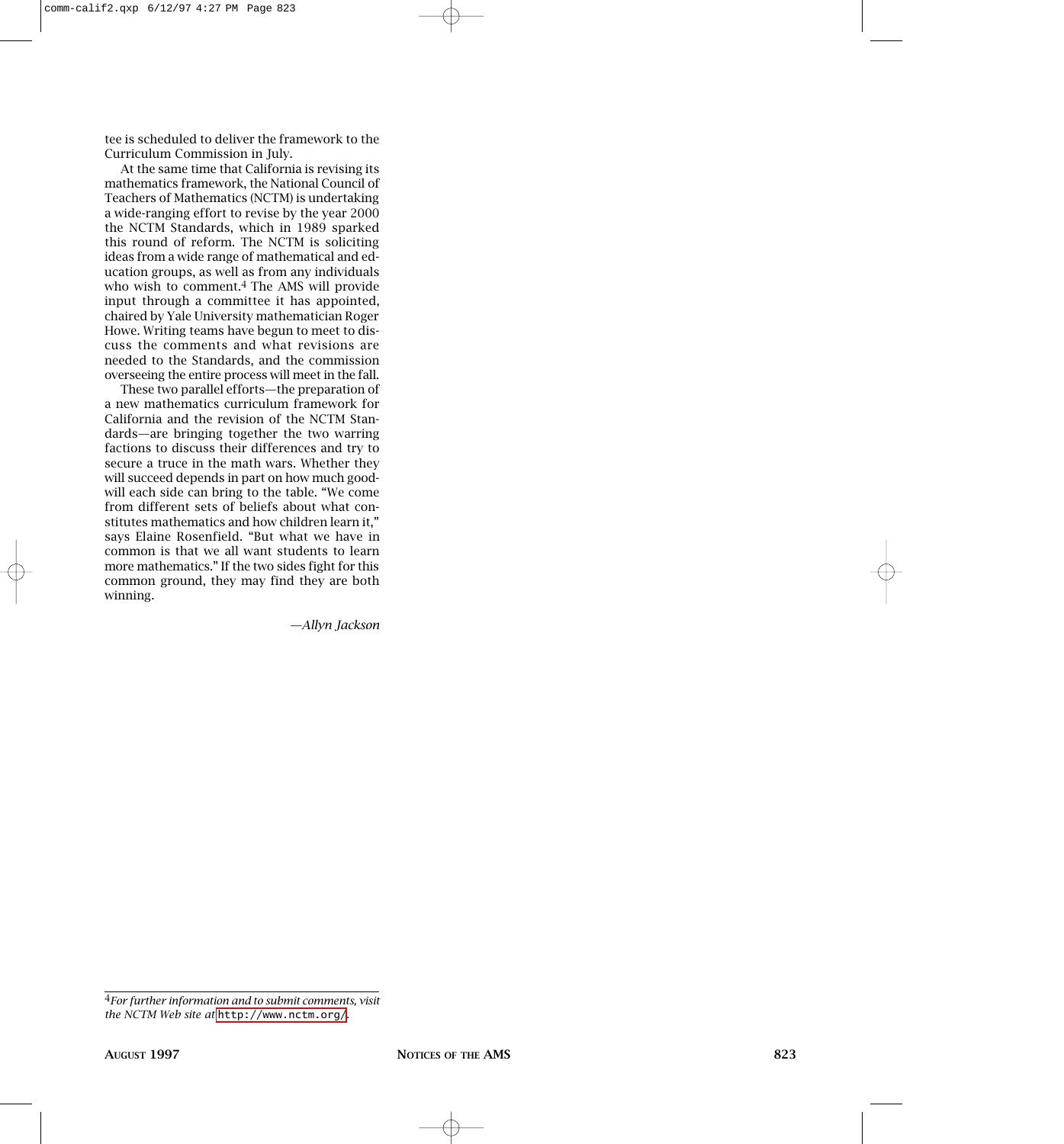tee is scheduled to deliver the framework to the Curriculum Commission in July.

At the same time that California is revising its mathematics framework, the National Council of Teachers of Mathematics (NCTM) is undertaking a wide-ranging effort to revise by the year 2000 the NCTM Standards, which in 1989 sparked this round of reform. The NCTM is soliciting ideas from a wide range of mathematical and education groups, as well as from any individuals who wish to comment.[4] The AMS will provide input through a committee it has appointed, chaired by Yale University mathematician Roger Howe. Writing teams have begun to meet to discuss the comments and what revisions are needed to the Standards, and the commission overseeing the entire process will meet in the fall.

These two parallel efforts—the preparation of a new mathematics curriculum framework for California and the revision of the NCTM Standards—are bringing together the two warring factions to discuss their differences and try to secure a truce in the math wars. Whether they will succeed depends in part on how much goodwill each side can bring to the table. "We come from different sets of beliefs about what constitutes mathematics and how children learn it," says Elaine Rosenfield. "But what we have in common is that we all want students to learn more mathematics." If the two sides fight for this common ground, they may find they are both winning.

*—Allyn Jackson*

---

[4]*For further information and to submit comments, visit the NCTM Web site at* http://www.nctm.org/.